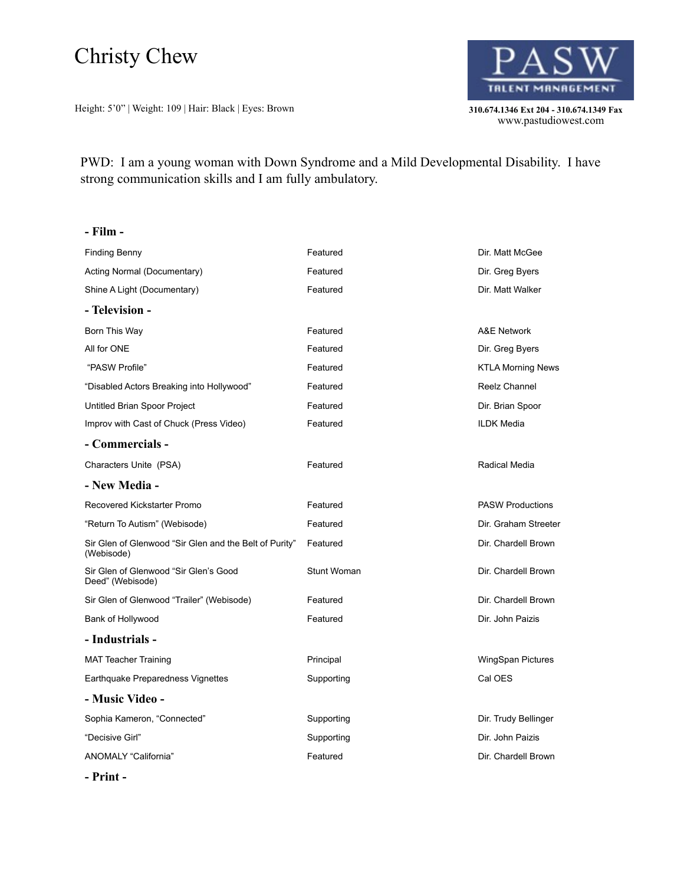# Christy Chew

Height: 5'0" | Weight: 109 | Hair: Black | Eyes: Brown

**PASW TALENT MANAGEMENT**

**310.674.1346 Ext 204 - 310.674.1349 Fax**
www.pastudiowest.com

PWD: I am a young woman with Down Syndrome and a Mild Developmental Disability. I have strong communication skills and I am fully ambulatory.

## - Film -

| | | |
|---|---|---|
| Finding Benny | Featured | Dir. Matt McGee |
| Acting Normal (Documentary) | Featured | Dir. Greg Byers |
| Shine A Light (Documentary) | Featured | Dir. Matt Walker |

## - Television -

| | | |
|---|---|---|
| Born This Way | Featured | A&E Network |
| All for ONE | Featured | Dir. Greg Byers |
| "PASW Profile" | Featured | KTLA Morning News |
| "Disabled Actors Breaking into Hollywood" | Featured | Reelz Channel |
| Untitled Brian Spoor Project | Featured | Dir. Brian Spoor |
| Improv with Cast of Chuck (Press Video) | Featured | ILDK Media |

## - Commercials -

| | | |
|---|---|---|
| Characters Unite (PSA) | Featured | Radical Media |

## - New Media -

| | | |
|---|---|---|
| Recovered Kickstarter Promo | Featured | PASW Productions |
| "Return To Autism" (Webisode) | Featured | Dir. Graham Streeter |
| Sir Glen of Glenwood "Sir Glen and the Belt of Purity" (Webisode) | Featured | Dir. Chardell Brown |
| Sir Glen of Glenwood "Sir Glen's Good Deed" (Webisode) | Stunt Woman | Dir. Chardell Brown |
| Sir Glen of Glenwood "Trailer" (Webisode) | Featured | Dir. Chardell Brown |
| Bank of Hollywood | Featured | Dir. John Paizis |

## - Industrials -

| | | |
|---|---|---|
| MAT Teacher Training | Principal | WingSpan Pictures |
| Earthquake Preparedness Vignettes | Supporting | Cal OES |

## - Music Video -

| | | |
|---|---|---|
| Sophia Kameron, "Connected" | Supporting | Dir. Trudy Bellinger |
| "Decisive Girl" | Supporting | Dir. John Paizis |
| ANOMALY "California" | Featured | Dir. Chardell Brown |

## - Print -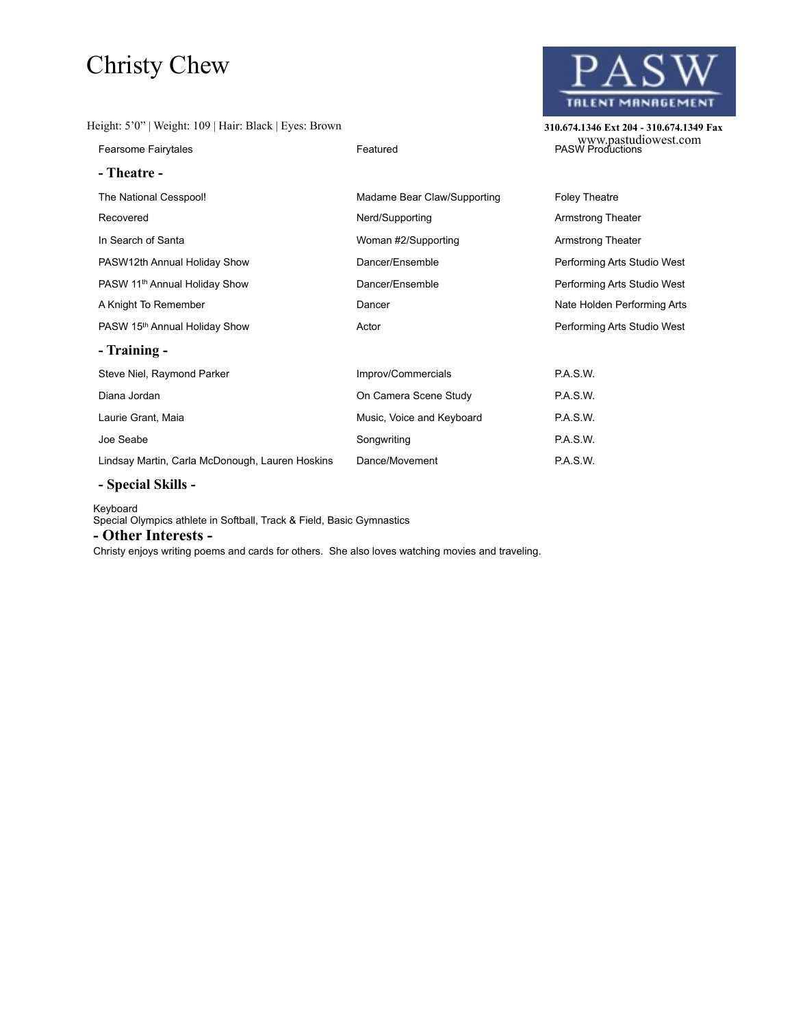# Christy Chew

PASW TALENT MANAGEMENT

Height: 5'0" | Weight: 109 | Hair: Black | Eyes: Brown

310.674.1346 Ext 204 - 310.674.1349 Fax
www.pastudiowest.com

| | | |
|---|---|---|
| Fearsome Fairytales | Featured | PASW Productions |

## - Theatre -

| | | |
|---|---|---|
| The National Cesspool! | Madame Bear Claw/Supporting | Foley Theatre |
| Recovered | Nerd/Supporting | Armstrong Theater |
| In Search of Santa | Woman #2/Supporting | Armstrong Theater |
| PASW12th Annual Holiday Show | Dancer/Ensemble | Performing Arts Studio West |
| PASW 11th Annual Holiday Show | Dancer/Ensemble | Performing Arts Studio West |
| A Knight To Remember | Dancer | Nate Holden Performing Arts |
| PASW 15th Annual Holiday Show | Actor | Performing Arts Studio West |

## - Training -

| | | |
|---|---|---|
| Steve Niel, Raymond Parker | Improv/Commercials | P.A.S.W. |
| Diana Jordan | On Camera Scene Study | P.A.S.W. |
| Laurie Grant, Maia | Music, Voice and Keyboard | P.A.S.W. |
| Joe Seabe | Songwriting | P.A.S.W. |
| Lindsay Martin, Carla McDonough, Lauren Hoskins | Dance/Movement | P.A.S.W. |

## - Special Skills -

Keyboard
Special Olympics athlete in Softball, Track & Field, Basic Gymnastics

## - Other Interests -

Christy enjoys writing poems and cards for others. She also loves watching movies and traveling.